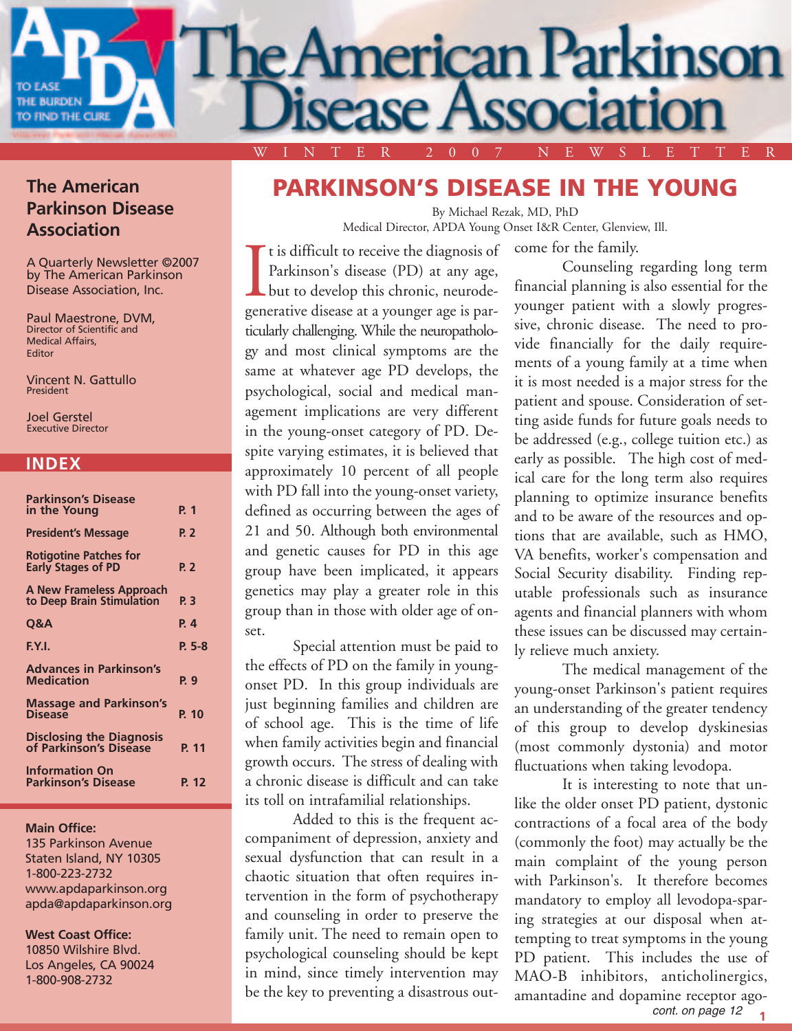# The American Parkinson Disease Association

WINTER 2007 NEWSLETTER

## The American Parkinson Disease Association

A Quarterly Newsletter ©2007 by The American Parkinson Disease Association, Inc.

Paul Maestrone, DVM,
Director of Scientific and Medical Affairs,
Editor

Vincent N. Gattullo
President

Joel Gerstel
Executive Director

## INDEX

| | |
|---|---|
| Parkinson's Disease in the Young | P. 1 |
| President's Message | P. 2 |
| Rotigotine Patches for Early Stages of PD | P. 2 |
| A New Frameless Approach to Deep Brain Stimulation | P. 3 |
| Q&A | P. 4 |
| F.Y.I. | P. 5-8 |
| Advances in Parkinson's Medication | P. 9 |
| Massage and Parkinson's Disease | P. 10 |
| Disclosing the Diagnosis of Parkinson's Disease | P. 11 |
| Information On Parkinson's Disease | P. 12 |

**Main Office:**
135 Parkinson Avenue
Staten Island, NY 10305
1-800-223-2732
www.apdaparkinson.org
apda@apdaparkinson.org

**West Coast Office:**
10850 Wilshire Blvd.
Los Angeles, CA 90024
1-800-908-2732

# PARKINSON'S DISEASE IN THE YOUNG

By Michael Rezak, MD, PhD
Medical Director, APDA Young Onset I&R Center, Glenview, Ill.

It is difficult to receive the diagnosis of Parkinson's disease (PD) at any age, but to develop this chronic, neurodegenerative disease at a younger age is particularly challenging. While the neuropathology and most clinical symptoms are the same at whatever age PD develops, the psychological, social and medical management implications are very different in the young-onset category of PD. Despite varying estimates, it is believed that approximately 10 percent of all people with PD fall into the young-onset variety, defined as occurring between the ages of 21 and 50. Although both environmental and genetic causes for PD in this age group have been implicated, it appears genetics may play a greater role in this group than in those with older age of onset.

Special attention must be paid to the effects of PD on the family in young-onset PD. In this group individuals are just beginning families and children are of school age. This is the time of life when family activities begin and financial growth occurs. The stress of dealing with a chronic disease is difficult and can take its toll on intrafamilial relationships.

Added to this is the frequent accompaniment of depression, anxiety and sexual dysfunction that can result in a chaotic situation that often requires intervention in the form of psychotherapy and counseling in order to preserve the family unit. The need to remain open to psychological counseling should be kept in mind, since timely intervention may be the key to preventing a disastrous outcome for the family.

Counseling regarding long term financial planning is also essential for the younger patient with a slowly progressive, chronic disease. The need to provide financially for the daily requirements of a young family at a time when it is most needed is a major stress for the patient and spouse. Consideration of setting aside funds for future goals needs to be addressed (e.g., college tuition etc.) as early as possible. The high cost of medical care for the long term also requires planning to optimize insurance benefits and to be aware of the resources and options that are available, such as HMO, VA benefits, worker's compensation and Social Security disability. Finding reputable professionals such as insurance agents and financial planners with whom these issues can be discussed may certainly relieve much anxiety.

The medical management of the young-onset Parkinson's patient requires an understanding of the greater tendency of this group to develop dyskinesias (most commonly dystonia) and motor fluctuations when taking levodopa.

It is interesting to note that unlike the older onset PD patient, dystonic contractions of a focal area of the body (commonly the foot) may actually be the main complaint of the young person with Parkinson's. It therefore becomes mandatory to employ all levodopa-sparing strategies at our disposal when attempting to treat symptoms in the young PD patient. This includes the use of MAO-B inhibitors, anticholinergics, amantadine and dopamine receptor ago-

*cont. on page 12*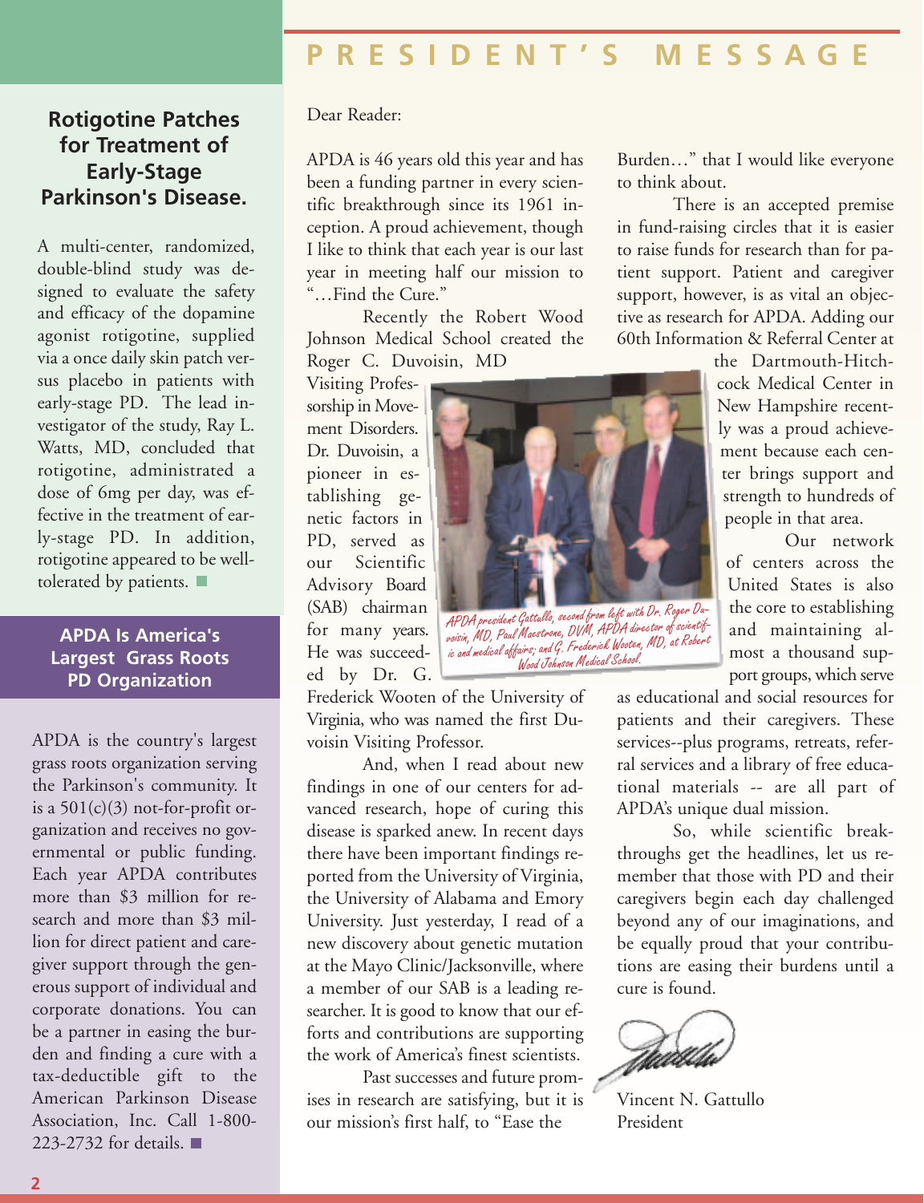# PRESIDENT'S MESSAGE

Dear Reader:

APDA is 46 years old this year and has been a funding partner in every scientific breakthrough since its 1961 inception. A proud achievement, though I like to think that each year is our last year in meeting half our mission to "…Find the Cure."

Recently the Robert Wood Johnson Medical School created the Roger C. Duvoisin, MD Visiting Professorship in Movement Disorders. Dr. Duvoisin, a pioneer in establishing genetic factors in PD, served as our Scientific Advisory Board (SAB) chairman for many years. He was succeeded by Dr. G. Frederick Wooten of the University of Virginia, who was named the first Duvoisin Visiting Professor.

*APDA president Gattullo, second from left with Dr. Roger Duvoisin, MD, Paul Maestrone, DVM, APDA director of scientific and medical affairs; and G. Frederick Wooten, MD, at Robert Wood Johnson Medical School.*

And, when I read about new findings in one of our centers for advanced research, hope of curing this disease is sparked anew. In recent days there have been important findings reported from the University of Virginia, the University of Alabama and Emory University. Just yesterday, I read of a new discovery about genetic mutation at the Mayo Clinic/Jacksonville, where a member of our SAB is a leading researcher. It is good to know that our efforts and contributions are supporting the work of America's finest scientists.

Past successes and future promises in research are satisfying, but it is our mission's first half, to "Ease the Burden…" that I would like everyone to think about.

There is an accepted premise in fund-raising circles that it is easier to raise funds for research than for patient support. Patient and caregiver support, however, is as vital an objective as research for APDA. Adding our 60th Information & Referral Center at the Dartmouth-Hitchcock Medical Center in New Hampshire recently was a proud achievement because each center brings support and strength to hundreds of people in that area.

Our network of centers across the United States is also the core to establishing and maintaining almost a thousand support groups, which serve as educational and social resources for patients and their caregivers. These services--plus programs, retreats, referral services and a library of free educational materials -- are all part of APDA's unique dual mission.

So, while scientific breakthroughs get the headlines, let us remember that those with PD and their caregivers begin each day challenged beyond any of our imaginations, and be equally proud that your contributions are easing their burdens until a cure is found.

Vincent N. Gattullo
President

## Rotigotine Patches for Treatment of Early-Stage Parkinson's Disease.

A multi-center, randomized, double-blind study was designed to evaluate the safety and efficacy of the dopamine agonist rotigotine, supplied via a once daily skin patch versus placebo in patients with early-stage PD. The lead investigator of the study, Ray L. Watts, MD, concluded that rotigotine, administrated a dose of 6mg per day, was effective in the treatment of early-stage PD. In addition, rotigotine appeared to be well-tolerated by patients. ■

## APDA Is America's Largest Grass Roots PD Organization

APDA is the country's largest grass roots organization serving the Parkinson's community. It is a 501(c)(3) not-for-profit organization and receives no governmental or public funding. Each year APDA contributes more than $3 million for research and more than $3 million for direct patient and caregiver support through the generous support of individual and corporate donations. You can be a partner in easing the burden and finding a cure with a tax-deductible gift to the American Parkinson Disease Association, Inc. Call 1-800-223-2732 for details. ■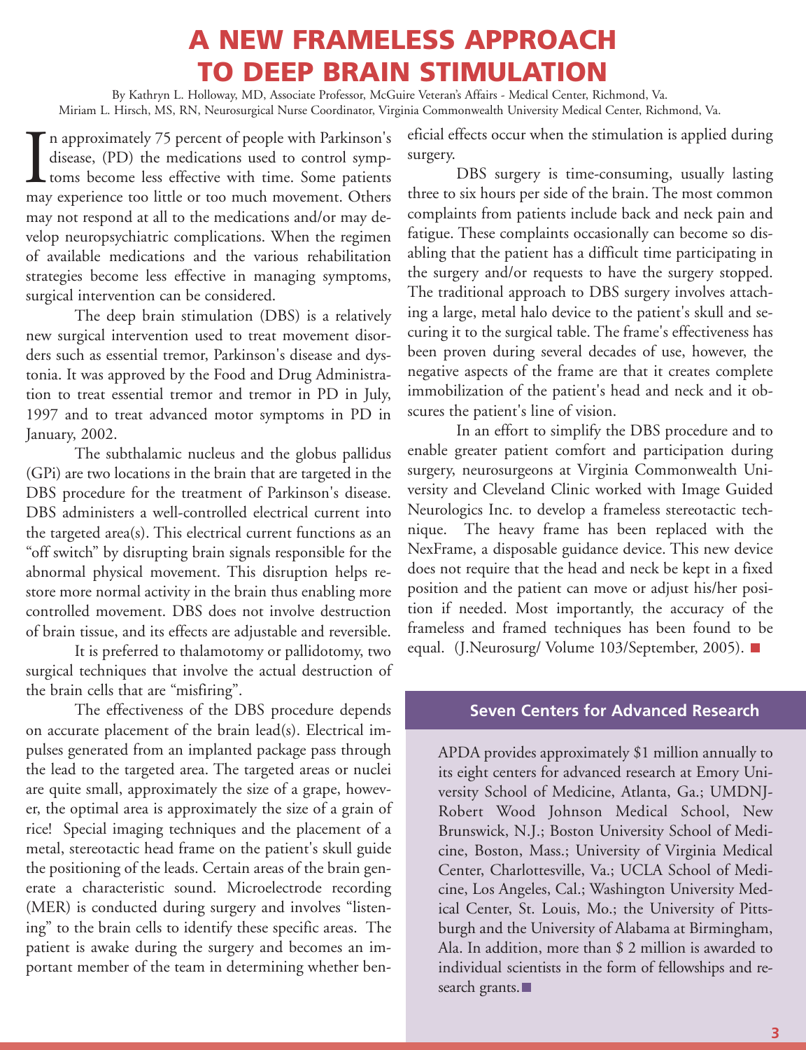# A NEW FRAMELESS APPROACH TO DEEP BRAIN STIMULATION

By Kathryn L. Holloway, MD, Associate Professor, McGuire Veteran's Affairs - Medical Center, Richmond, Va.
Miriam L. Hirsch, MS, RN, Neurosurgical Nurse Coordinator, Virginia Commonwealth University Medical Center, Richmond, Va.

In approximately 75 percent of people with Parkinson's disease, (PD) the medications used to control symptoms become less effective with time. Some patients may experience too little or too much movement. Others may not respond at all to the medications and/or may develop neuropsychiatric complications. When the regimen of available medications and the various rehabilitation strategies become less effective in managing symptoms, surgical intervention can be considered.

The deep brain stimulation (DBS) is a relatively new surgical intervention used to treat movement disorders such as essential tremor, Parkinson's disease and dystonia. It was approved by the Food and Drug Administration to treat essential tremor and tremor in PD in July, 1997 and to treat advanced motor symptoms in PD in January, 2002.

The subthalamic nucleus and the globus pallidus (GPi) are two locations in the brain that are targeted in the DBS procedure for the treatment of Parkinson's disease. DBS administers a well-controlled electrical current into the targeted area(s). This electrical current functions as an "off switch" by disrupting brain signals responsible for the abnormal physical movement. This disruption helps restore more normal activity in the brain thus enabling more controlled movement. DBS does not involve destruction of brain tissue, and its effects are adjustable and reversible.

It is preferred to thalamotomy or pallidotomy, two surgical techniques that involve the actual destruction of the brain cells that are "misfiring".

The effectiveness of the DBS procedure depends on accurate placement of the brain lead(s). Electrical impulses generated from an implanted package pass through the lead to the targeted area. The targeted areas or nuclei are quite small, approximately the size of a grape, however, the optimal area is approximately the size of a grain of rice! Special imaging techniques and the placement of a metal, stereotactic head frame on the patient's skull guide the positioning of the leads. Certain areas of the brain generate a characteristic sound. Microelectrode recording (MER) is conducted during surgery and involves "listening" to the brain cells to identify these specific areas. The patient is awake during the surgery and becomes an important member of the team in determining whether beneficial effects occur when the stimulation is applied during surgery.

DBS surgery is time-consuming, usually lasting three to six hours per side of the brain. The most common complaints from patients include back and neck pain and fatigue. These complaints occasionally can become so disabling that the patient has a difficult time participating in the surgery and/or requests to have the surgery stopped. The traditional approach to DBS surgery involves attaching a large, metal halo device to the patient's skull and securing it to the surgical table. The frame's effectiveness has been proven during several decades of use, however, the negative aspects of the frame are that it creates complete immobilization of the patient's head and neck and it obscures the patient's line of vision.

In an effort to simplify the DBS procedure and to enable greater patient comfort and participation during surgery, neurosurgeons at Virginia Commonwealth University and Cleveland Clinic worked with Image Guided Neurologics Inc. to develop a frameless stereotactic technique. The heavy frame has been replaced with the NexFrame, a disposable guidance device. This new device does not require that the head and neck be kept in a fixed position and the patient can move or adjust his/her position if needed. Most importantly, the accuracy of the frameless and framed techniques has been found to be equal. (J.Neurosurg/ Volume 103/September, 2005). ■

## Seven Centers for Advanced Research

APDA provides approximately $1 million annually to its eight centers for advanced research at Emory University School of Medicine, Atlanta, Ga.; UMDNJ-Robert Wood Johnson Medical School, New Brunswick, N.J.; Boston University School of Medicine, Boston, Mass.; University of Virginia Medical Center, Charlottesville, Va.; UCLA School of Medicine, Los Angeles, Cal.; Washington University Medical Center, St. Louis, Mo.; the University of Pittsburgh and the University of Alabama at Birmingham, Ala. In addition, more than $ 2 million is awarded to individual scientists in the form of fellowships and research grants. ■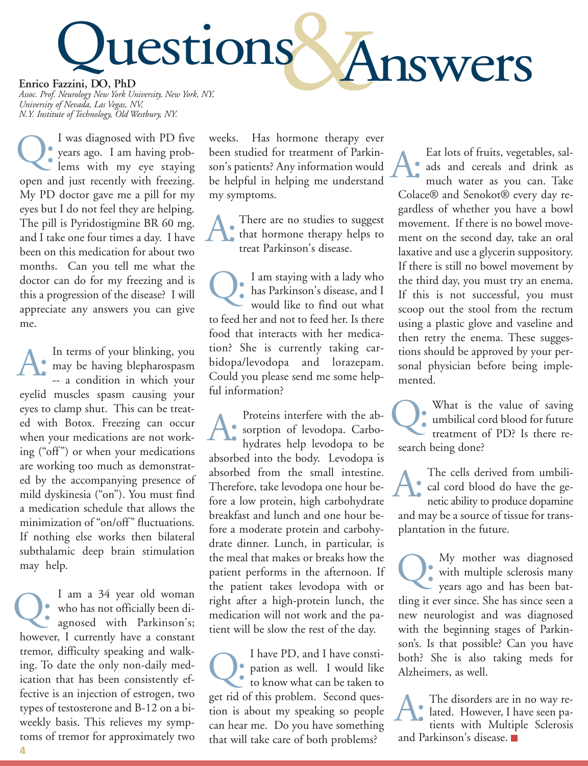# Questions & Answers

**Enrico Fazzini, DO, PhD**
*Assoc. Prof. Neurology New York University, New York, NY,*
*University of Nevada, Las Vegas, NV,*
*N.Y. Institute of Technology, Old Westbury, NY.*

**Q:** I was diagnosed with PD five years ago. I am having problems with my eye staying open and just recently with freezing. My PD doctor gave me a pill for my eyes but I do not feel they are helping. The pill is Pyridostigmine BR 60 mg. and I take one four times a day. I have been on this medication for about two months. Can you tell me what the doctor can do for my freezing and is this a progression of the disease? I will appreciate any answers you can give me.

**A:** In terms of your blinking, you may be having blepharospasm -- a condition in which your eyelid muscles spasm causing your eyes to clamp shut. This can be treated with Botox. Freezing can occur when your medications are not working ("off") or when your medications are working too much as demonstrated by the accompanying presence of mild dyskinesia ("on"). You must find a medication schedule that allows the minimization of "on/off" fluctuations. If nothing else works then bilateral subthalamic deep brain stimulation may help.

**Q:** I am a 34 year old woman who has not officially been diagnosed with Parkinson's; however, I currently have a constant tremor, difficulty speaking and walking. To date the only non-daily medication that has been consistently effective is an injection of estrogen, two types of testosterone and B-12 on a bi-weekly basis. This relieves my symptoms of tremor for approximately two weeks. Has hormone therapy ever been studied for treatment of Parkinson's patients? Any information would be helpful in helping me understand my symptoms.

**A:** There are no studies to suggest that hormone therapy helps to treat Parkinson's disease.

**Q:** I am staying with a lady who has Parkinson's disease, and I would like to find out what to feed her and not to feed her. Is there food that interacts with her medication? She is currently taking carbidopa/levodopa and lorazepam. Could you please send me some helpful information?

**A:** Proteins interfere with the absorption of levodopa. Carbohydrates help levodopa to be absorbed into the body. Levodopa is absorbed from the small intestine. Therefore, take levodopa one hour before a low protein, high carbohydrate breakfast and lunch and one hour before a moderate protein and carbohydrate dinner. Lunch, in particular, is the meal that makes or breaks how the patient performs in the afternoon. If the patient takes levodopa with or right after a high-protein lunch, the medication will not work and the patient will be slow the rest of the day.

**Q:** I have PD, and I have constipation as well. I would like to know what can be taken to get rid of this problem. Second question is about my speaking so people can hear me. Do you have something that will take care of both problems?

**A:** Eat lots of fruits, vegetables, salads and cereals and drink as much water as you can. Take Colace® and Senokot® every day regardless of whether you have a bowl movement. If there is no bowel movement on the second day, take an oral laxative and use a glycerin suppository. If there is still no bowel movement by the third day, you must try an enema. If this is not successful, you must scoop out the stool from the rectum using a plastic glove and vaseline and then retry the enema. These suggestions should be approved by your personal physician before being implemented.

**Q:** What is the value of saving umbilical cord blood for future treatment of PD? Is there research being done?

**A:** The cells derived from umbilical cord blood do have the genetic ability to produce dopamine and may be a source of tissue for transplantation in the future.

**Q:** My mother was diagnosed with multiple sclerosis many years ago and has been battling it ever since. She has since seen a new neurologist and was diagnosed with the beginning stages of Parkinson's. Is that possible? Can you have both? She is also taking meds for Alzheimers, as well.

**A:** The disorders are in no way related. However, I have seen patients with Multiple Sclerosis and Parkinson's disease.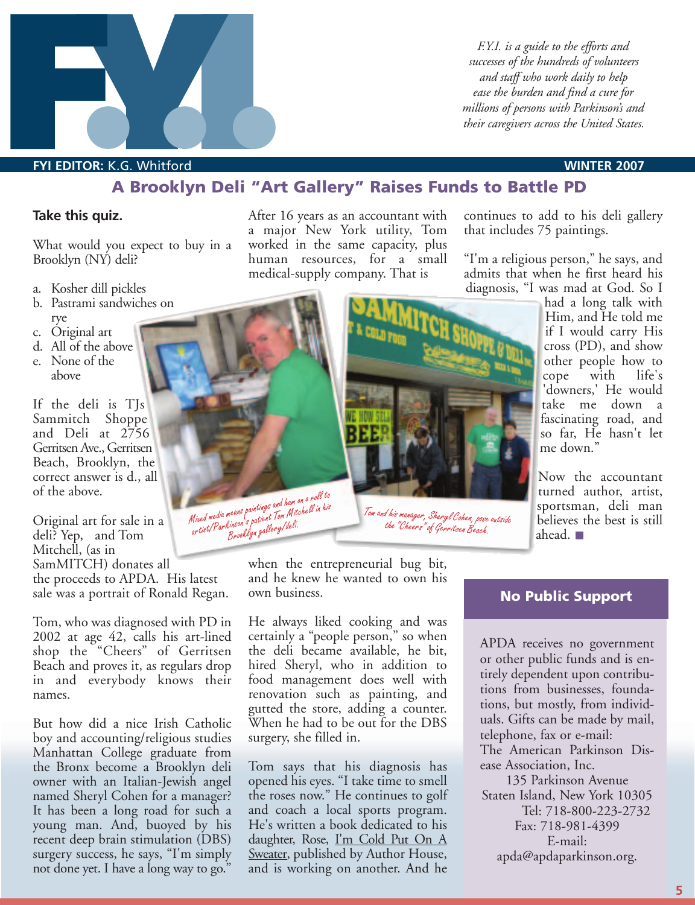F.Y.I. is a guide to the efforts and successes of the hundreds of volunteers and staff who work daily to help ease the burden and find a cure for millions of persons with Parkinson's and their caregivers across the United States.

**FYI EDITOR:** K.G. Whitford

**WINTER 2007**

## A Brooklyn Deli "Art Gallery" Raises Funds to Battle PD

**Take this quiz.**

What would you expect to buy in a Brooklyn (NY) deli?

a. Kosher dill pickles
b. Pastrami sandwiches on rye
c. Original art
d. All of the above
e. None of the above

If the deli is TJs Sammitch Shoppe and Deli at 2756 Gerritsen Ave., Gerritsen Beach, Brooklyn, the correct answer is d., all of the above.

Original art for sale in a deli? Yep, and Tom Mitchell, (as in SamMITCH) donates all the proceeds to APDA. His latest sale was a portrait of Ronald Regan.

Tom, who was diagnosed with PD in 2002 at age 42, calls his art-lined shop the "Cheers" of Gerritsen Beach and proves it, as regulars drop in and everybody knows their names.

But how did a nice Irish Catholic boy and accounting/religious studies Manhattan College graduate from the Bronx become a Brooklyn deli owner with an Italian-Jewish angel named Sheryl Cohen for a manager? It has been a long road for such a young man. And, buoyed by his recent deep brain stimulation (DBS) surgery success, he says, "I'm simply not done yet. I have a long way to go."

After 16 years as an accountant with a major New York utility, Tom worked in the same capacity, plus human resources, for a small medical-supply company. That is when the entrepreneurial bug bit, and he knew he wanted to own his own business.

*Mixed media means paintings and ham on a roll to artist/Parkinson's patient Tom Mitchell in his Brooklyn gallery/deli.*

*Tom and his manager, Sheryl Cohen, pose outside the "Cheers" of Gerritsen Beach.*

He always liked cooking and was certainly a "people person," so when the deli became available, he bit, hired Sheryl, who in addition to food management does well with renovation such as painting, and gutted the store, adding a counter. When he had to be out for the DBS surgery, she filled in.

Tom says that his diagnosis has opened his eyes. "I take time to smell the roses now." He continues to golf and coach a local sports program. He's written a book dedicated to his daughter, Rose, I'm Cold Put On A Sweater, published by Author House, and is working on another. And he continues to add to his deli gallery that includes 75 paintings.

"I'm a religious person," he says, and admits that when he first heard his diagnosis, "I was mad at God. So I had a long talk with Him, and He told me if I would carry His cross (PD), and show other people how to cope with life's 'downers,' He would take me down a fascinating road, and so far, He hasn't let me down."

Now the accountant turned author, artist, sportsman, deli man believes the best is still ahead. ■

### No Public Support

APDA receives no government or other public funds and is entirely dependent upon contributions from businesses, foundations, but mostly, from individuals. Gifts can be made by mail, telephone, fax or e-mail:
The American Parkinson Disease Association, Inc.
135 Parkinson Avenue
Staten Island, New York 10305
Tel: 718-800-223-2732
Fax: 718-981-4399
E-mail:
apda@apdaparkinson.org.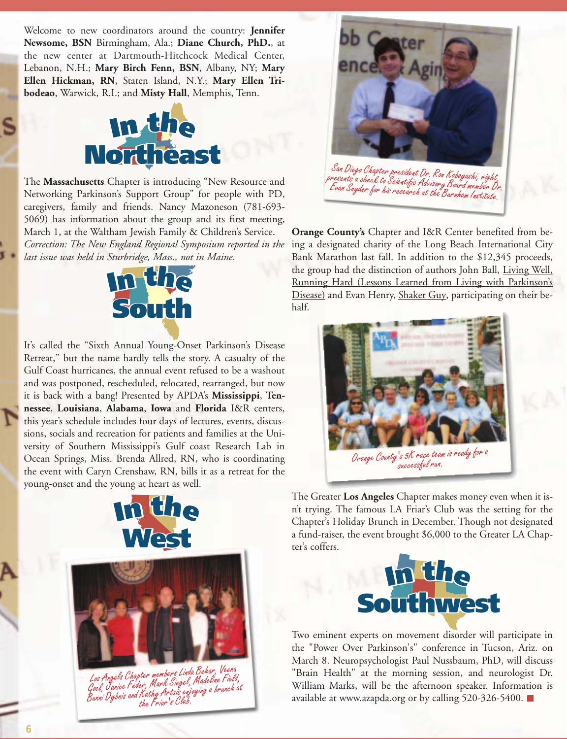Welcome to new coordinators around the country: **Jennifer Newsome, BSN** Birmingham, Ala.; **Diane Church, PhD.**, at the new center at Dartmouth-Hitchcock Medical Center, Lebanon, N.H.; **Mary Birch Fenn, BSN**, Albany, NY; **Mary Ellen Hickman, RN**, Staten Island, N.Y.; **Mary Ellen Tribodeao**, Warwick, R.I.; and **Misty Hall**, Memphis, Tenn.

## In the Northeast

The **Massachusetts** Chapter is introducing "New Resource and Networking Parkinson's Support Group" for people with PD, caregivers, family and friends. Nancy Mazoneson (781-693-5069) has information about the group and its first meeting, March 1, at the Waltham Jewish Family & Children's Service.

*Correction: The New England Regional Symposium reported in the last issue was held in Sturbridge, Mass., not in Maine.*

## In the South

It's called the "Sixth Annual Young-Onset Parkinson's Disease Retreat," but the name hardly tells the story. A casualty of the Gulf Coast hurricanes, the annual event refused to be a washout and was postponed, rescheduled, relocated, rearranged, but now it is back with a bang! Presented by APDA's **Mississippi**, **Tennessee**, **Louisiana**, **Alabama**, **Iowa** and **Florida** I&R centers, this year's schedule includes four days of lectures, events, discussions, socials and recreation for patients and families at the University of Southern Mississippi's Gulf coast Research Lab in Ocean Springs, Miss. Brenda Allred, RN, who is coordinating the event with Caryn Crenshaw, RN, bills it as a retreat for the young-onset and the young at heart as well.

## In the West

Los Angels Chapter members Linda Behar, Veena Goel, Janice Feder, Mark Siegel, Madeline Field, Bunni Dybnis and Kathy Artsis enjoying a brunch at the Friar's Club.

San Diego Chapter president Dr. Ron Kobayashi, right, presents a check to Scientific Advisory Board member Dr. Evan Snyder for his research at the Burnham Institute.

**Orange County's** Chapter and I&R Center benefited from being a designated charity of the Long Beach International City Bank Marathon last fall. In addition to the $12,345 proceeds, the group had the distinction of authors John Ball, Living Well, Running Hard (Lessons Learned from Living with Parkinson's Disease) and Evan Henry, Shaker Guy, participating on their behalf.

Orange County's 5K race team is ready for a successful run.

The Greater **Los Angeles** Chapter makes money even when it isn't trying. The famous LA Friar's Club was the setting for the Chapter's Holiday Brunch in December. Though not designated a fund-raiser, the event brought $6,000 to the Greater LA Chapter's coffers.

## In the Southwest

Two eminent experts on movement disorder will participate in the "Power Over Parkinson's" conference in Tucson, Ariz. on March 8. Neuropsychologist Paul Nussbaum, PhD, will discuss "Brain Health" at the morning session, and neurologist Dr. William Marks, will be the afternoon speaker. Information is available at www.azapda.org or by calling 520-326-5400.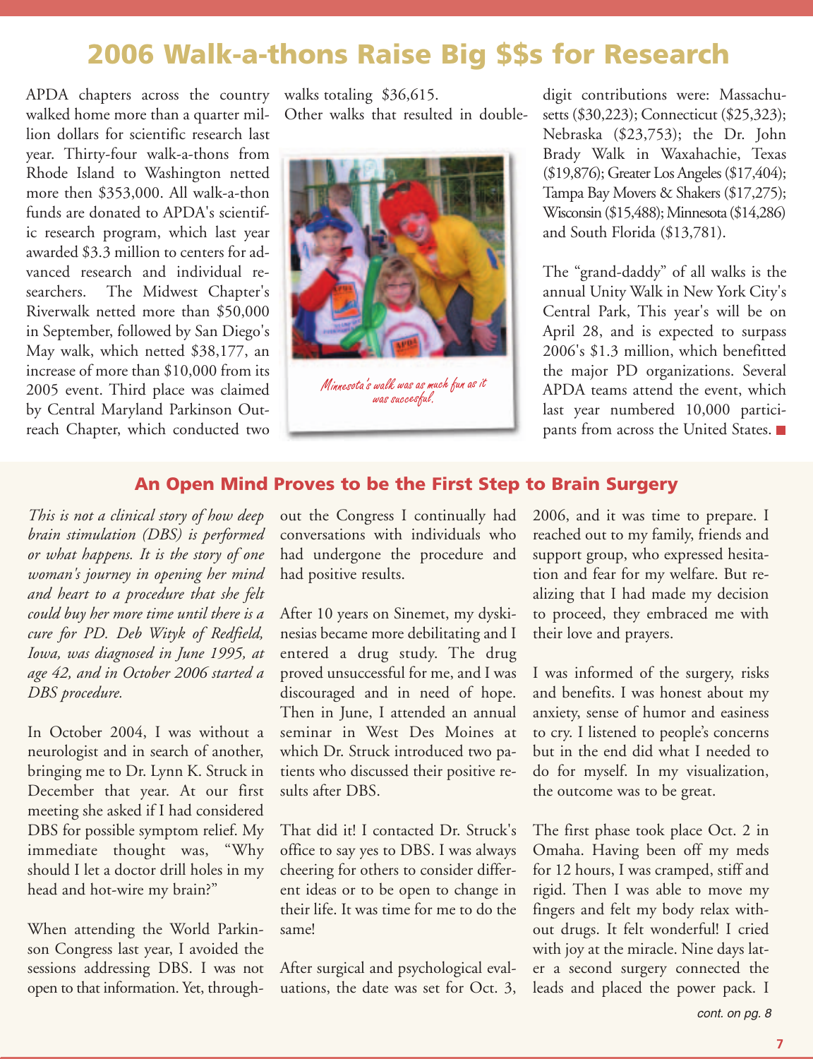# 2006 Walk-a-thons Raise Big $$s for Research

APDA chapters across the country walked home more than a quarter million dollars for scientific research last year. Thirty-four walk-a-thons from Rhode Island to Washington netted more then $353,000. All walk-a-thon funds are donated to APDA's scientific research program, which last year awarded $3.3 million to centers for advanced research and individual researchers. The Midwest Chapter's Riverwalk netted more than $50,000 in September, followed by San Diego's May walk, which netted $38,177, an increase of more than $10,000 from its 2005 event. Third place was claimed by Central Maryland Parkinson Outreach Chapter, which conducted two walks totaling $36,615.

Other walks that resulted in double-digit contributions were: Massachusetts ($30,223); Connecticut ($25,323); Nebraska ($23,753); the Dr. John Brady Walk in Waxahachie, Texas ($19,876); Greater Los Angeles ($17,404); Tampa Bay Movers & Shakers ($17,275); Wisconsin ($15,488); Minnesota ($14,286) and South Florida ($13,781).

*Minnesota's walk was as much fun as it was succesful.*

The "grand-daddy" of all walks is the annual Unity Walk in New York City's Central Park, This year's will be on April 28, and is expected to surpass 2006's $1.3 million, which benefitted the major PD organizations. Several APDA teams attend the event, which last year numbered 10,000 participants from across the United States. ■

## An Open Mind Proves to be the First Step to Brain Surgery

*This is not a clinical story of how deep brain stimulation (DBS) is performed or what happens. It is the story of one woman's journey in opening her mind and heart to a procedure that she felt could buy her more time until there is a cure for PD. Deb Wityk of Redfield, Iowa, was diagnosed in June 1995, at age 42, and in October 2006 started a DBS procedure.*

In October 2004, I was without a neurologist and in search of another, bringing me to Dr. Lynn K. Struck in December that year. At our first meeting she asked if I had considered DBS for possible symptom relief. My immediate thought was, "Why should I let a doctor drill holes in my head and hot-wire my brain?"

When attending the World Parkinson Congress last year, I avoided the sessions addressing DBS. I was not open to that information. Yet, throughout the Congress I continually had conversations with individuals who had undergone the procedure and had positive results.

After 10 years on Sinemet, my dyskinesias became more debilitating and I entered a drug study. The drug proved unsuccessful for me, and I was discouraged and in need of hope. Then in June, I attended an annual seminar in West Des Moines at which Dr. Struck introduced two patients who discussed their positive results after DBS.

That did it! I contacted Dr. Struck's office to say yes to DBS. I was always cheering for others to consider different ideas or to be open to change in their life. It was time for me to do the same!

After surgical and psychological evaluations, the date was set for Oct. 3, 2006, and it was time to prepare. I reached out to my family, friends and support group, who expressed hesitation and fear for my welfare. But realizing that I had made my decision to proceed, they embraced me with their love and prayers.

I was informed of the surgery, risks and benefits. I was honest about my anxiety, sense of humor and easiness to cry. I listened to people's concerns but in the end did what I needed to do for myself. In my visualization, the outcome was to be great.

The first phase took place Oct. 2 in Omaha. Having been off my meds for 12 hours, I was cramped, stiff and rigid. Then I was able to move my fingers and felt my body relax without drugs. It felt wonderful! I cried with joy at the miracle. Nine days later a second surgery connected the leads and placed the power pack. I

*cont. on pg. 8*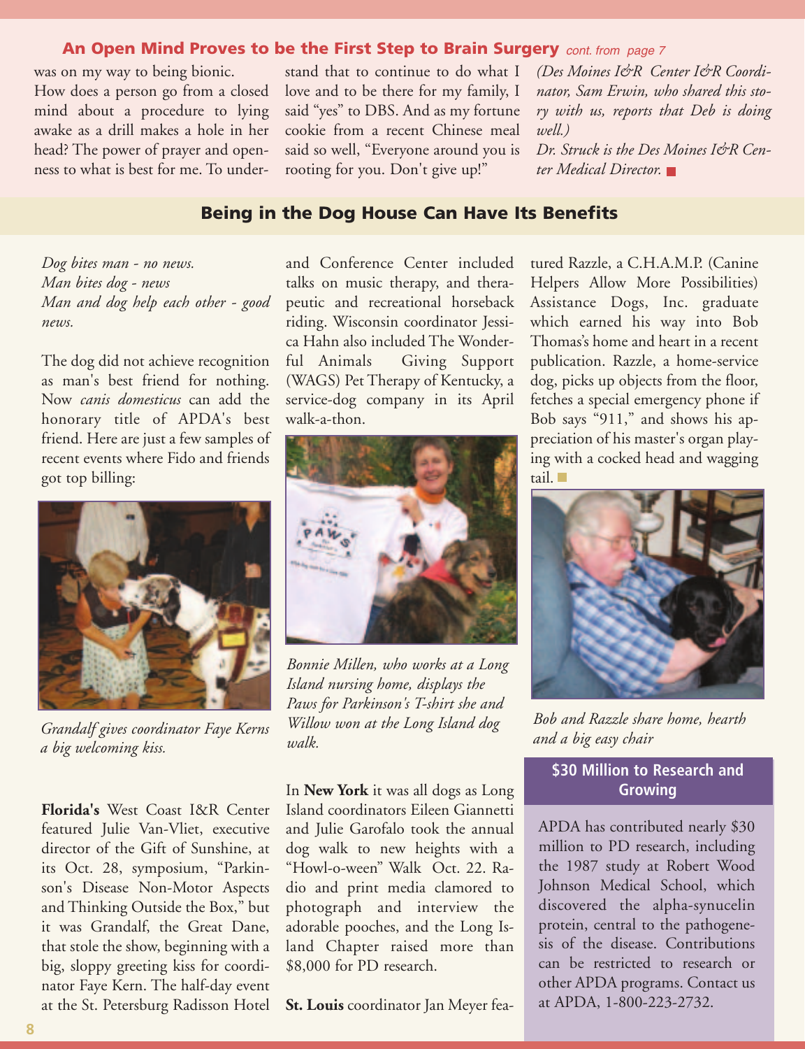### An Open Mind Proves to be the First Step to Brain Surgery *cont. from page 7*

was on my way to being bionic. How does a person go from a closed mind about a procedure to lying awake as a drill makes a hole in her head? The power of prayer and openness to what is best for me. To understand that to continue to do what I love and to be there for my family, I said "yes" to DBS. And as my fortune cookie from a recent Chinese meal said so well, "Everyone around you is rooting for you. Don't give up!"

*(Des Moines I&R Center I&R Coordinator, Sam Erwin, who shared this story with us, reports that Deb is doing well.)*

*Dr. Struck is the Des Moines I&R Center Medical Director.*

## Being in the Dog House Can Have Its Benefits

*Dog bites man - no news.*
*Man bites dog - news*
*Man and dog help each other - good news.*

The dog did not achieve recognition as man's best friend for nothing. Now *canis domesticus* can add the honorary title of APDA's best friend. Here are just a few samples of recent events where Fido and friends got top billing:

*Grandalf gives coordinator Faye Kerns a big welcoming kiss.*

**Florida's** West Coast I&R Center featured Julie Van-Vliet, executive director of the Gift of Sunshine, at its Oct. 28, symposium, "Parkinson's Disease Non-Motor Aspects and Thinking Outside the Box," but it was Grandalf, the Great Dane, that stole the show, beginning with a big, sloppy greeting kiss for coordinator Faye Kern. The half-day event at the St. Petersburg Radisson Hotel and Conference Center included talks on music therapy, and therapeutic and recreational horseback riding. Wisconsin coordinator Jessica Hahn also included The Wonderful Animals Giving Support (WAGS) Pet Therapy of Kentucky, a service-dog company in its April walk-a-thon.

*Bonnie Millen, who works at a Long Island nursing home, displays the Paws for Parkinson's T-shirt she and Willow won at the Long Island dog walk.*

In **New York** it was all dogs as Long Island coordinators Eileen Giannetti and Julie Garofalo took the annual dog walk to new heights with a "Howl-o-ween" Walk Oct. 22. Radio and print media clamored to photograph and interview the adorable pooches, and the Long Island Chapter raised more than $8,000 for PD research.

**St. Louis** coordinator Jan Meyer featured Razzle, a C.H.A.M.P. (Canine Helpers Allow More Possibilities) Assistance Dogs, Inc. graduate which earned his way into Bob Thomas's home and heart in a recent publication. Razzle, a home-service dog, picks up objects from the floor, fetches a special emergency phone if Bob says "911," and shows his appreciation of his master's organ playing with a cocked head and wagging tail.

*Bob and Razzle share home, hearth and a big easy chair*

### $30 Million to Research and Growing

APDA has contributed nearly $30 million to PD research, including the 1987 study at Robert Wood Johnson Medical School, which discovered the alpha-synucelin protein, central to the pathogenesis of the disease. Contributions can be restricted to research or other APDA programs. Contact us at APDA, 1-800-223-2732.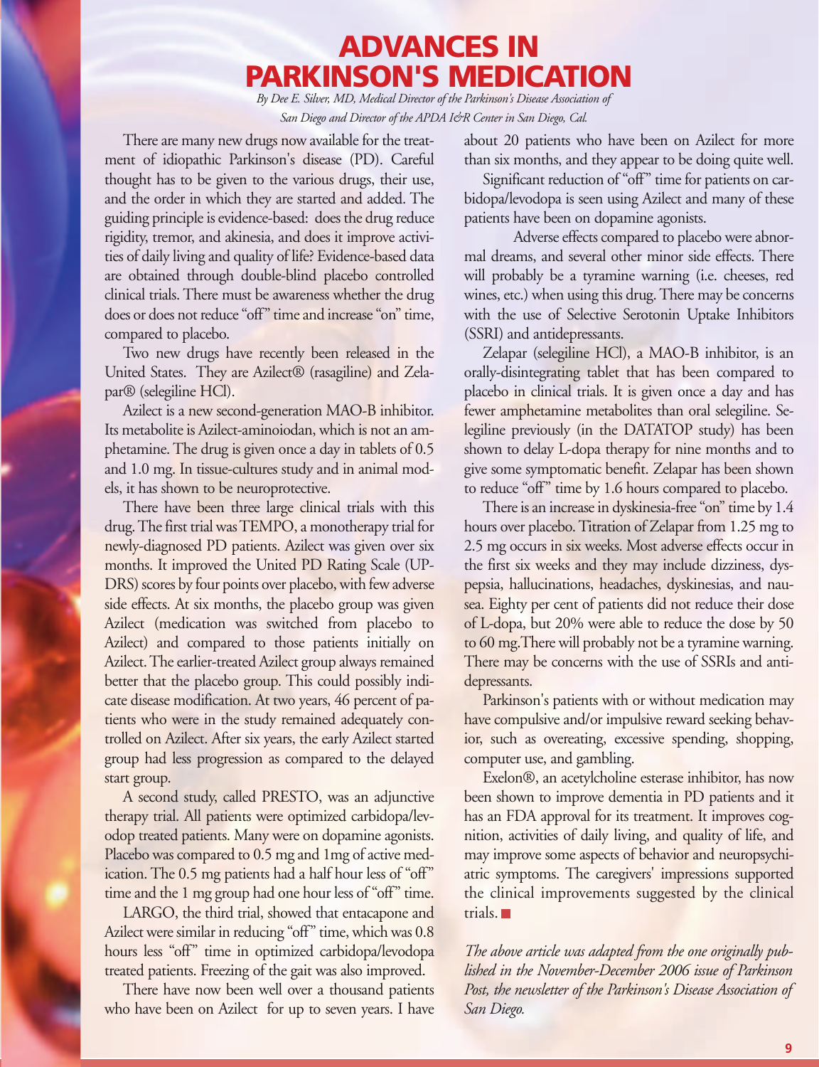# ADVANCES IN PARKINSON'S MEDICATION

*By Dee E. Silver, MD, Medical Director of the Parkinson's Disease Association of San Diego and Director of the APDA I&R Center in San Diego, Cal.*

There are many new drugs now available for the treatment of idiopathic Parkinson's disease (PD). Careful thought has to be given to the various drugs, their use, and the order in which they are started and added. The guiding principle is evidence-based: does the drug reduce rigidity, tremor, and akinesia, and does it improve activities of daily living and quality of life? Evidence-based data are obtained through double-blind placebo controlled clinical trials. There must be awareness whether the drug does or does not reduce "off" time and increase "on" time, compared to placebo.

Two new drugs have recently been released in the United States. They are Azilect® (rasagiline) and Zelapar® (selegiline HCl).

Azilect is a new second-generation MAO-B inhibitor. Its metabolite is Azilect-aminoiodan, which is not an amphetamine. The drug is given once a day in tablets of 0.5 and 1.0 mg. In tissue-cultures study and in animal models, it has shown to be neuroprotective.

There have been three large clinical trials with this drug. The first trial was TEMPO, a monotherapy trial for newly-diagnosed PD patients. Azilect was given over six months. It improved the United PD Rating Scale (UPDRS) scores by four points over placebo, with few adverse side effects. At six months, the placebo group was given Azilect (medication was switched from placebo to Azilect) and compared to those patients initially on Azilect. The earlier-treated Azilect group always remained better that the placebo group. This could possibly indicate disease modification. At two years, 46 percent of patients who were in the study remained adequately controlled on Azilect. After six years, the early Azilect started group had less progression as compared to the delayed start group.

A second study, called PRESTO, was an adjunctive therapy trial. All patients were optimized carbidopa/levodop treated patients. Many were on dopamine agonists. Placebo was compared to 0.5 mg and 1mg of active medication. The 0.5 mg patients had a half hour less of "off" time and the 1 mg group had one hour less of "off" time.

LARGO, the third trial, showed that entacapone and Azilect were similar in reducing "off" time, which was 0.8 hours less "off" time in optimized carbidopa/levodopa treated patients. Freezing of the gait was also improved.

There have now been well over a thousand patients who have been on Azilect for up to seven years. I have about 20 patients who have been on Azilect for more than six months, and they appear to be doing quite well.

Significant reduction of "off" time for patients on carbidopa/levodopa is seen using Azilect and many of these patients have been on dopamine agonists.

Adverse effects compared to placebo were abnormal dreams, and several other minor side effects. There will probably be a tyramine warning (i.e. cheeses, red wines, etc.) when using this drug. There may be concerns with the use of Selective Serotonin Uptake Inhibitors (SSRI) and antidepressants.

Zelapar (selegiline HCl), a MAO-B inhibitor, is an orally-disintegrating tablet that has been compared to placebo in clinical trials. It is given once a day and has fewer amphetamine metabolites than oral selegiline. Selegiline previously (in the DATATOP study) has been shown to delay L-dopa therapy for nine months and to give some symptomatic benefit. Zelapar has been shown to reduce "off" time by 1.6 hours compared to placebo.

There is an increase in dyskinesia-free "on" time by 1.4 hours over placebo. Titration of Zelapar from 1.25 mg to 2.5 mg occurs in six weeks. Most adverse effects occur in the first six weeks and they may include dizziness, dyspepsia, hallucinations, headaches, dyskinesias, and nausea. Eighty per cent of patients did not reduce their dose of L-dopa, but 20% were able to reduce the dose by 50 to 60 mg.There will probably not be a tyramine warning. There may be concerns with the use of SSRIs and antidepressants.

Parkinson's patients with or without medication may have compulsive and/or impulsive reward seeking behavior, such as overeating, excessive spending, shopping, computer use, and gambling.

Exelon®, an acetylcholine esterase inhibitor, has now been shown to improve dementia in PD patients and it has an FDA approval for its treatment. It improves cognition, activities of daily living, and quality of life, and may improve some aspects of behavior and neuropsychiatric symptoms. The caregivers' impressions supported the clinical improvements suggested by the clinical trials.

*The above article was adapted from the one originally published in the November-December 2006 issue of Parkinson Post, the newsletter of the Parkinson's Disease Association of San Diego.*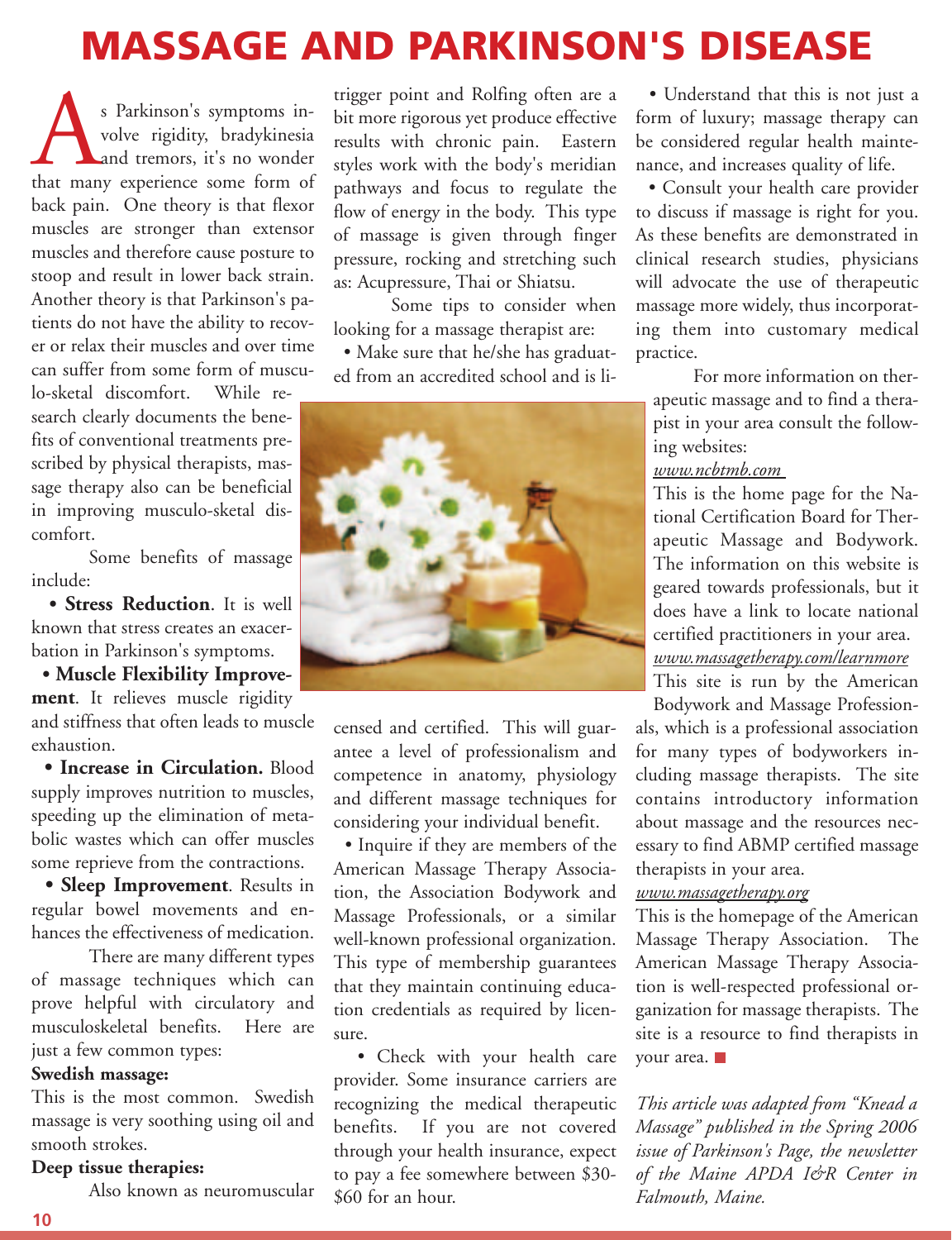# MASSAGE AND PARKINSON'S DISEASE

As Parkinson's symptoms involve rigidity, bradykinesia and tremors, it's no wonder that many experience some form of back pain. One theory is that flexor muscles are stronger than extensor muscles and therefore cause posture to stoop and result in lower back strain. Another theory is that Parkinson's patients do not have the ability to recover or relax their muscles and over time can suffer from some form of musculo-sketal discomfort. While research clearly documents the benefits of conventional treatments prescribed by physical therapists, massage therapy also can be beneficial in improving musculo-sketal discomfort.

Some benefits of massage include:

- **Stress Reduction**. It is well known that stress creates an exacerbation in Parkinson's symptoms.
- **Muscle Flexibility Improvement**. It relieves muscle rigidity and stiffness that often leads to muscle exhaustion.
- **Increase in Circulation.** Blood supply improves nutrition to muscles, speeding up the elimination of metabolic wastes which can offer muscles some reprieve from the contractions.
- **Sleep Improvement**. Results in regular bowel movements and enhances the effectiveness of medication.

There are many different types of massage techniques which can prove helpful with circulatory and musculoskeletal benefits. Here are just a few common types:

**Swedish massage:**
This is the most common. Swedish massage is very soothing using oil and smooth strokes.

**Deep tissue therapies:**
Also known as neuromuscular trigger point and Rolfing often are a bit more rigorous yet produce effective results with chronic pain. Eastern styles work with the body's meridian pathways and focus to regulate the flow of energy in the body. This type of massage is given through finger pressure, rocking and stretching such as: Acupressure, Thai or Shiatsu.

Some tips to consider when looking for a massage therapist are:

- Make sure that he/she has graduated from an accredited school and is licensed and certified. This will guarantee a level of professionalism and competence in anatomy, physiology and different massage techniques for considering your individual benefit.
- Inquire if they are members of the American Massage Therapy Association, the Association Bodywork and Massage Professionals, or a similar well-known professional organization. This type of membership guarantees that they maintain continuing education credentials as required by licensure.
- Check with your health care provider. Some insurance carriers are recognizing the medical therapeutic benefits. If you are not covered through your health insurance, expect to pay a fee somewhere between $30-$60 for an hour.
- Understand that this is not just a form of luxury; massage therapy can be considered regular health maintenance, and increases quality of life.
- Consult your health care provider to discuss if massage is right for you. As these benefits are demonstrated in clinical research studies, physicians will advocate the use of therapeutic massage more widely, thus incorporating them into customary medical practice.

For more information on therapeutic massage and to find a therapist in your area consult the following websites:

www.ncbtmb.com
This is the home page for the National Certification Board for Therapeutic Massage and Bodywork. The information on this website is geared towards professionals, but it does have a link to locate national certified practitioners in your area.

www.massagetherapy.com/learnmore
This site is run by the American Bodywork and Massage Professionals, which is a professional association for many types of bodyworkers including massage therapists. The site contains introductory information about massage and the resources necessary to find ABMP certified massage therapists in your area.

www.massagetherapy.org
This is the homepage of the American Massage Therapy Association. The American Massage Therapy Association is well-respected professional organization for massage therapists. The site is a resource to find therapists in your area.

*This article was adapted from "Knead a Massage" published in the Spring 2006 issue of Parkinson's Page, the newsletter of the Maine APDA I&R Center in Falmouth, Maine.*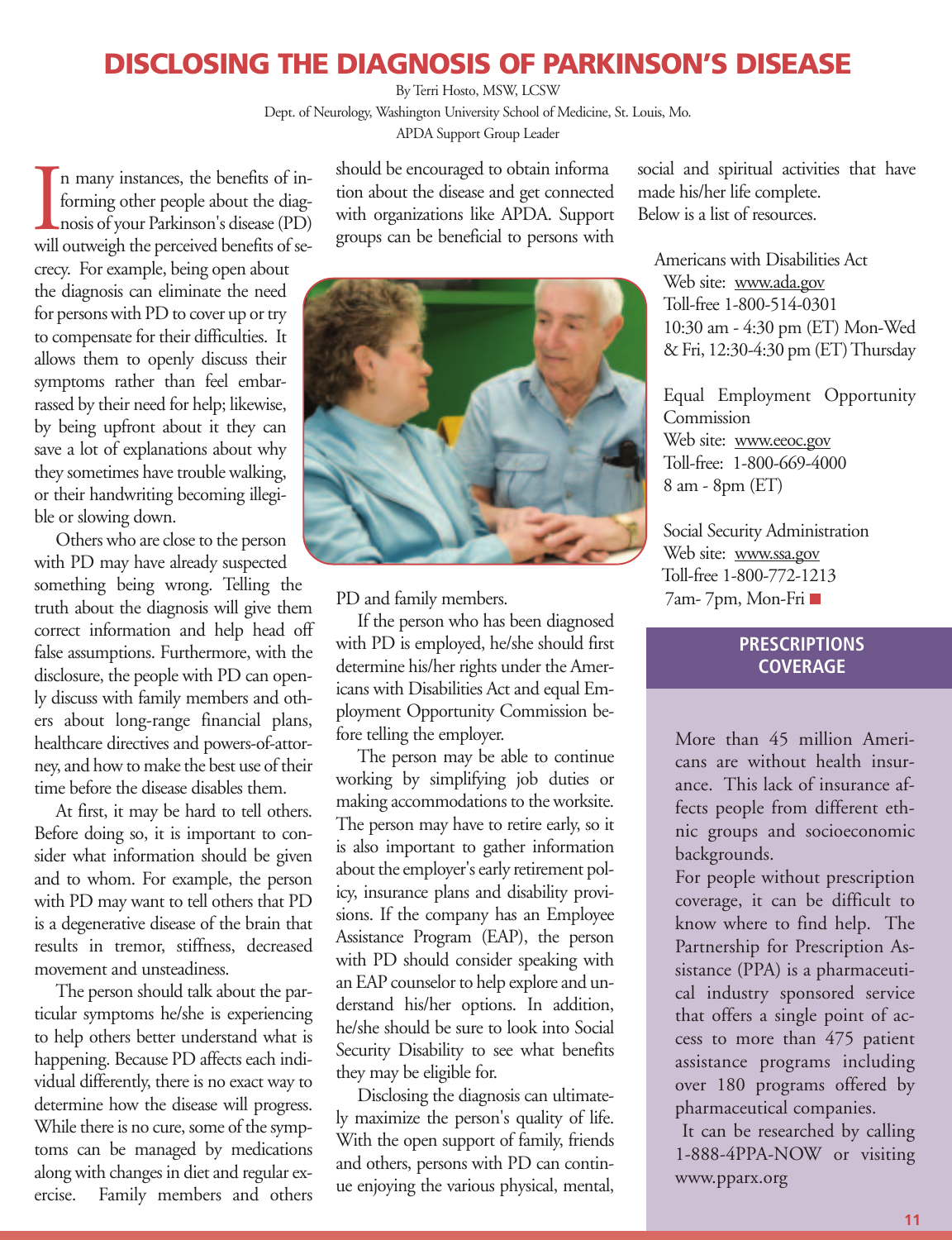# DISCLOSING THE DIAGNOSIS OF PARKINSON'S DISEASE

By Terri Hosto, MSW, LCSW
Dept. of Neurology, Washington University School of Medicine, St. Louis, Mo.
APDA Support Group Leader

In many instances, the benefits of informing other people about the diagnosis of your Parkinson's disease (PD) will outweigh the perceived benefits of secrecy. For example, being open about the diagnosis can eliminate the need for persons with PD to cover up or try to compensate for their difficulties. It allows them to openly discuss their symptoms rather than feel embarrassed by their need for help; likewise, by being upfront about it they can save a lot of explanations about why they sometimes have trouble walking, or their handwriting becoming illegible or slowing down.

Others who are close to the person with PD may have already suspected something being wrong. Telling the truth about the diagnosis will give them correct information and help head off false assumptions. Furthermore, with the disclosure, the people with PD can openly discuss with family members and others about long-range financial plans, healthcare directives and powers-of-attorney, and how to make the best use of their time before the disease disables them.

At first, it may be hard to tell others. Before doing so, it is important to consider what information should be given and to whom. For example, the person with PD may want to tell others that PD is a degenerative disease of the brain that results in tremor, stiffness, decreased movement and unsteadiness.

The person should talk about the particular symptoms he/she is experiencing to help others better understand what is happening. Because PD affects each individual differently, there is no exact way to determine how the disease will progress. While there is no cure, some of the symptoms can be managed by medications along with changes in diet and regular exercise. Family members and others should be encouraged to obtain information about the disease and get connected with organizations like APDA. Support groups can be beneficial to persons with PD and family members.

If the person who has been diagnosed with PD is employed, he/she should first determine his/her rights under the Americans with Disabilities Act and equal Employment Opportunity Commission before telling the employer.

The person may be able to continue working by simplifying job duties or making accommodations to the worksite. The person may have to retire early, so it is also important to gather information about the employer's early retirement policy, insurance plans and disability provisions. If the company has an Employee Assistance Program (EAP), the person with PD should consider speaking with an EAP counselor to help explore and understand his/her options. In addition, he/she should be sure to look into Social Security Disability to see what benefits they may be eligible for.

Disclosing the diagnosis can ultimately maximize the person's quality of life. With the open support of family, friends and others, persons with PD can continue enjoying the various physical, mental, social and spiritual activities that have made his/her life complete.

Below is a list of resources.

Americans with Disabilities Act
Web site: www.ada.gov
Toll-free 1-800-514-0301
10:30 am - 4:30 pm (ET) Mon-Wed & Fri, 12:30-4:30 pm (ET) Thursday

Equal Employment Opportunity Commission
Web site: www.eeoc.gov
Toll-free: 1-800-669-4000
8 am - 8pm (ET)

Social Security Administration
Web site: www.ssa.gov
Toll-free 1-800-772-1213
7am- 7pm, Mon-Fri

## PRESCRIPTIONS COVERAGE

More than 45 million Americans are without health insurance. This lack of insurance affects people from different ethnic groups and socioeconomic backgrounds.

For people without prescription coverage, it can be difficult to know where to find help. The Partnership for Prescription Assistance (PPA) is a pharmaceutical industry sponsored service that offers a single point of access to more than 475 patient assistance programs including over 180 programs offered by pharmaceutical companies.

It can be researched by calling 1-888-4PPA-NOW or visiting www.pparx.org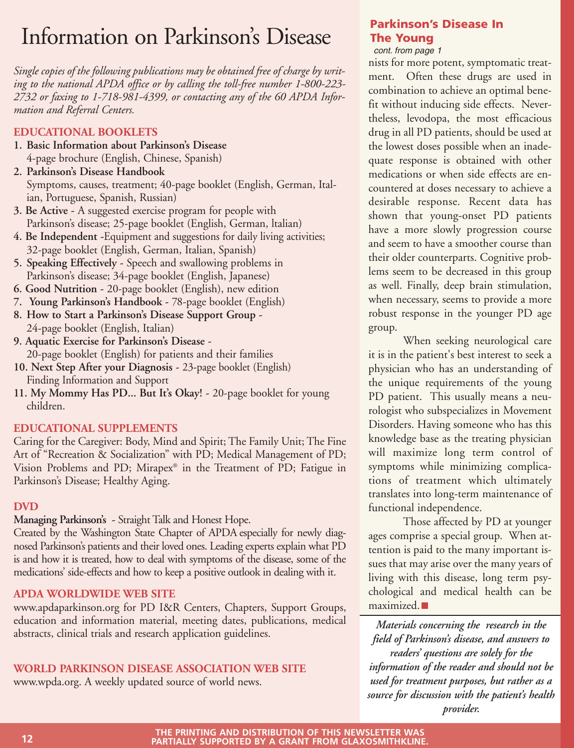# Information on Parkinson's Disease

*Single copies of the following publications may be obtained free of charge by writing to the national APDA office or by calling the toll-free number 1-800-223-2732 or faxing to 1-718-981-4399, or contacting any of the 60 APDA Information and Referral Centers.*

## EDUCATIONAL BOOKLETS

1. **Basic Information about Parkinson's Disease**
   4-page brochure (English, Chinese, Spanish)
2. **Parkinson's Disease Handbook**
   Symptoms, causes, treatment; 40-page booklet (English, German, Italian, Portuguese, Spanish, Russian)
3. **Be Active** - A suggested exercise program for people with Parkinson's disease; 25-page booklet (English, German, Italian)
4. **Be Independent** -Equipment and suggestions for daily living activities; 32-page booklet (English, German, Italian, Spanish)
5. **Speaking Effectively** - Speech and swallowing problems in Parkinson's disease; 34-page booklet (English, Japanese)
6. **Good Nutrition** - 20-page booklet (English), new edition
7. **Young Parkinson's Handbook** - 78-page booklet (English)
8. **How to Start a Parkinson's Disease Support Group** - 24-page booklet (English, Italian)
9. **Aquatic Exercise for Parkinson's Disease** - 20-page booklet (English) for patients and their families
10. **Next Step After your Diagnosis** - 23-page booklet (English) Finding Information and Support
11. **My Mommy Has PD... But It's Okay!** - 20-page booklet for young children.

## EDUCATIONAL SUPPLEMENTS

Caring for the Caregiver: Body, Mind and Spirit; The Family Unit; The Fine Art of "Recreation & Socialization" with PD; Medical Management of PD; Vision Problems and PD; Mirapex® in the Treatment of PD; Fatigue in Parkinson's Disease; Healthy Aging.

## DVD

**Managing Parkinson's** - Straight Talk and Honest Hope.
Created by the Washington State Chapter of APDA especially for newly diagnosed Parkinson's patients and their loved ones. Leading experts explain what PD is and how it is treated, how to deal with symptoms of the disease, some of the medications' side-effects and how to keep a positive outlook in dealing with it.

## APDA WORLDWIDE WEB SITE

www.apdaparkinson.org for PD I&R Centers, Chapters, Support Groups, education and information material, meeting dates, publications, medical abstracts, clinical trials and research application guidelines.

## WORLD PARKINSON DISEASE ASSOCIATION WEB SITE

www.wpda.org. A weekly updated source of world news.

## Parkinson's Disease In The Young

*cont. from page 1*

nists for more potent, symptomatic treatment. Often these drugs are used in combination to achieve an optimal benefit without inducing side effects. Nevertheless, levodopa, the most efficacious drug in all PD patients, should be used at the lowest doses possible when an inadequate response is obtained with other medications or when side effects are encountered at doses necessary to achieve a desirable response. Recent data has shown that young-onset PD patients have a more slowly progression course and seem to have a smoother course than their older counterparts. Cognitive problems seem to be decreased in this group as well. Finally, deep brain stimulation, when necessary, seems to provide a more robust response in the younger PD age group.

When seeking neurological care it is in the patient's best interest to seek a physician who has an understanding of the unique requirements of the young PD patient. This usually means a neurologist who subspecializes in Movement Disorders. Having someone who has this knowledge base as the treating physician will maximize long term control of symptoms while minimizing complications of treatment which ultimately translates into long-term maintenance of functional independence.

Those affected by PD at younger ages comprise a special group. When attention is paid to the many important issues that may arise over the many years of living with this disease, long term psychological and medical health can be maximized. ■

***Materials concerning the research in the field of Parkinson's disease, and answers to readers' questions are solely for the information of the reader and should not be used for treatment purposes, but rather as a source for discussion with the patient's health provider.***

THE PRINTING AND DISTRIBUTION OF THIS NEWSLETTER WAS PARTIALLY SUPPORTED BY A GRANT FROM GLAXOSMITHKLINE.